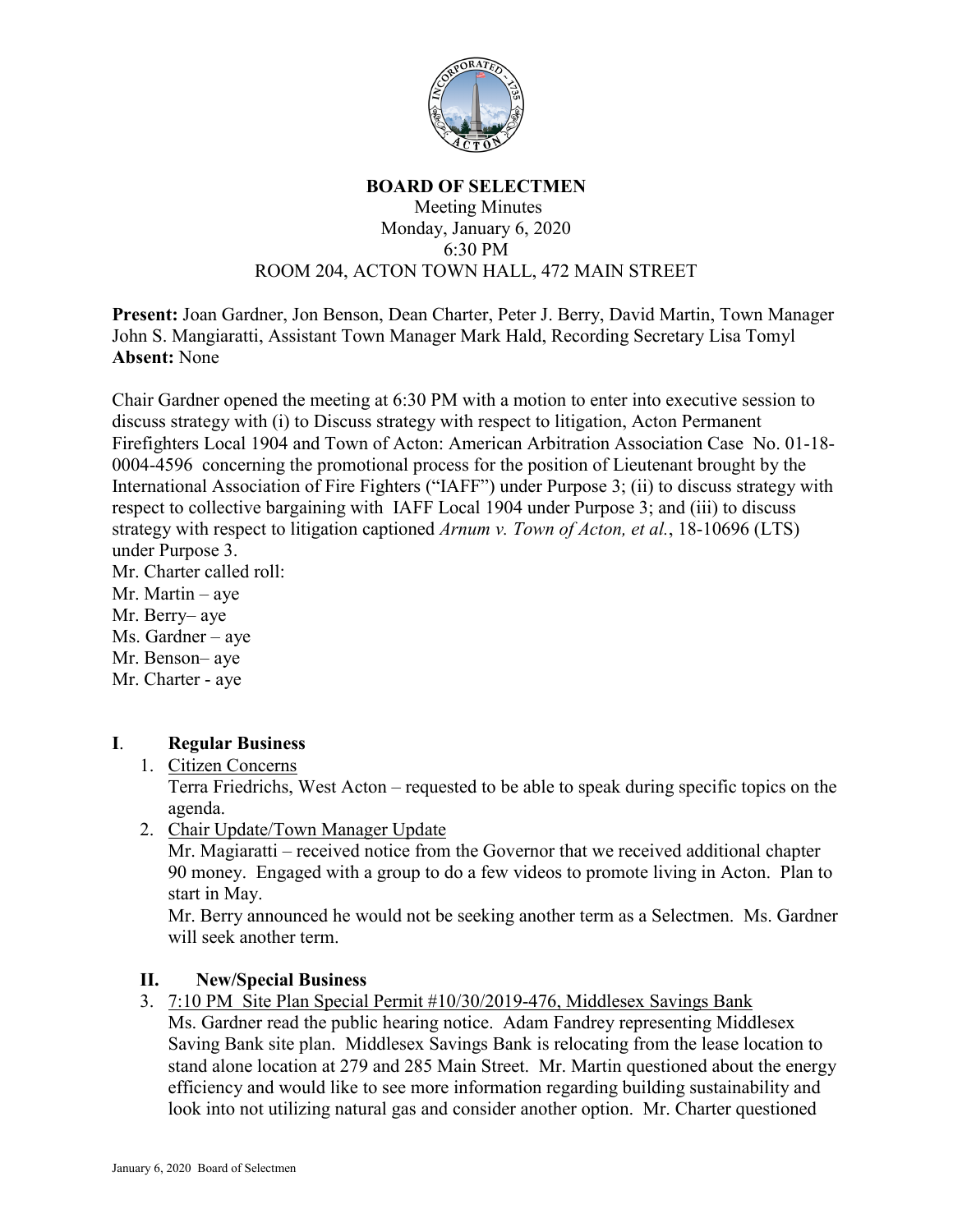# BOARD OF SELECTMEN

Meeting Minutes
Monday, January 6, 2020
6:30 PM
ROOM 204, ACTON TOWN HALL, 472 MAIN STREET

**Present:** Joan Gardner, Jon Benson, Dean Charter, Peter J. Berry, David Martin, Town Manager John S. Mangiaratti, Assistant Town Manager Mark Hald, Recording Secretary Lisa Tomyl
**Absent:** None

Chair Gardner opened the meeting at 6:30 PM with a motion to enter into executive session to discuss strategy with (i) to Discuss strategy with respect to litigation, Acton Permanent Firefighters Local 1904 and Town of Acton: American Arbitration Association Case No. 01-18-0004-4596 concerning the promotional process for the position of Lieutenant brought by the International Association of Fire Fighters ("IAFF") under Purpose 3; (ii) to discuss strategy with respect to collective bargaining with IAFF Local 1904 under Purpose 3; and (iii) to discuss strategy with respect to litigation captioned *Arnum v. Town of Acton, et al.*, 18-10696 (LTS) under Purpose 3.
Mr. Charter called roll:
Mr. Martin – aye
Mr. Berry– aye
Ms. Gardner – aye
Mr. Benson– aye
Mr. Charter - aye

## I. Regular Business

1. Citizen Concerns
   Terra Friedrichs, West Acton – requested to be able to speak during specific topics on the agenda.
2. Chair Update/Town Manager Update
   Mr. Magiaratti – received notice from the Governor that we received additional chapter 90 money. Engaged with a group to do a few videos to promote living in Acton. Plan to start in May.
   Mr. Berry announced he would not be seeking another term as a Selectmen. Ms. Gardner will seek another term.

## II. New/Special Business

3. 7:10 PM Site Plan Special Permit #10/30/2019-476, Middlesex Savings Bank
   Ms. Gardner read the public hearing notice. Adam Fandrey representing Middlesex Saving Bank site plan. Middlesex Savings Bank is relocating from the lease location to stand alone location at 279 and 285 Main Street. Mr. Martin questioned about the energy efficiency and would like to see more information regarding building sustainability and look into not utilizing natural gas and consider another option. Mr. Charter questioned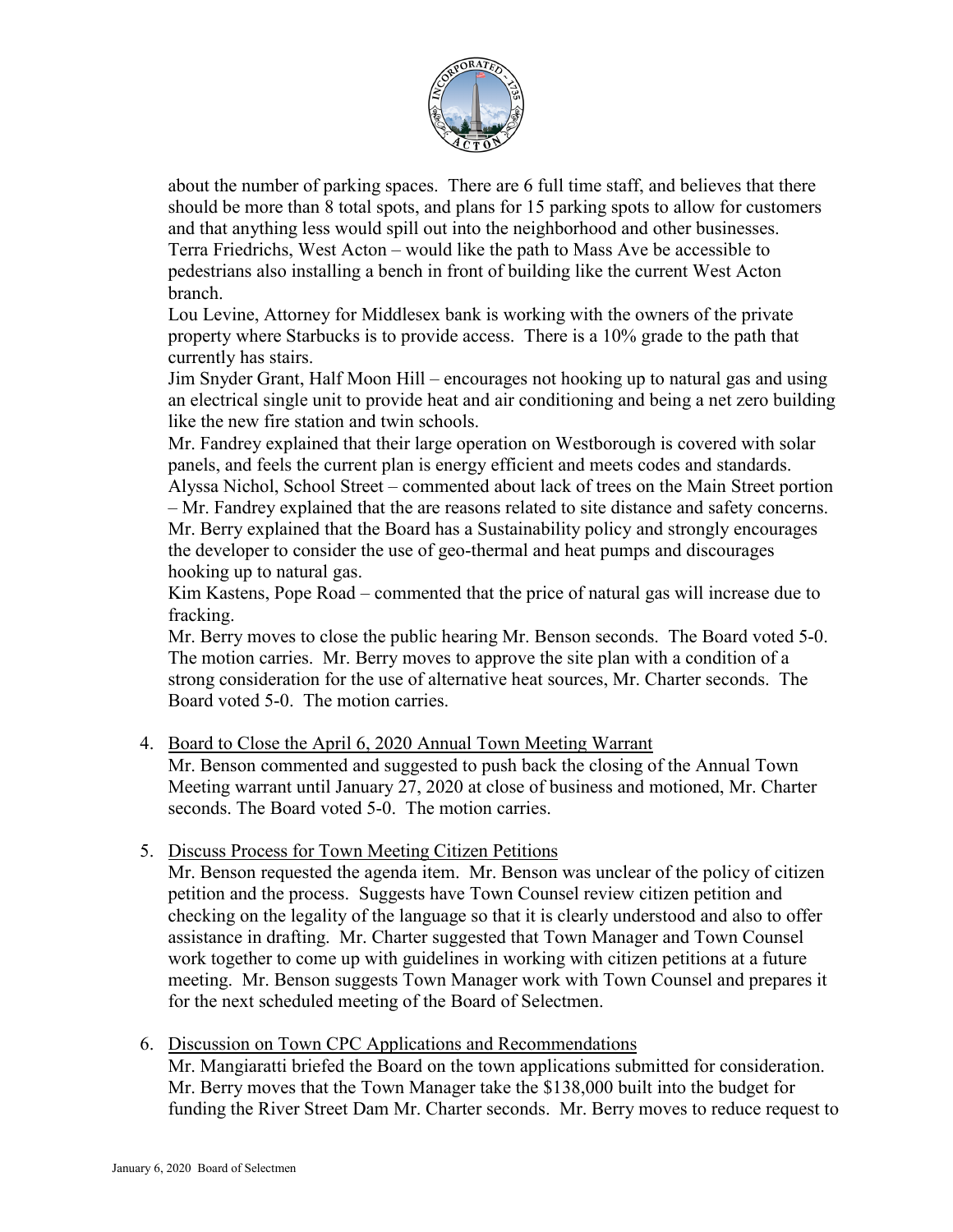about the number of parking spaces. There are 6 full time staff, and believes that there should be more than 8 total spots, and plans for 15 parking spots to allow for customers and that anything less would spill out into the neighborhood and other businesses.
Terra Friedrichs, West Acton – would like the path to Mass Ave be accessible to pedestrians also installing a bench in front of building like the current West Acton branch.
Lou Levine, Attorney for Middlesex bank is working with the owners of the private property where Starbucks is to provide access. There is a 10% grade to the path that currently has stairs.
Jim Snyder Grant, Half Moon Hill – encourages not hooking up to natural gas and using an electrical single unit to provide heat and air conditioning and being a net zero building like the new fire station and twin schools.
Mr. Fandrey explained that their large operation on Westborough is covered with solar panels, and feels the current plan is energy efficient and meets codes and standards.
Alyssa Nichol, School Street – commented about lack of trees on the Main Street portion – Mr. Fandrey explained that the are reasons related to site distance and safety concerns.
Mr. Berry explained that the Board has a Sustainability policy and strongly encourages the developer to consider the use of geo-thermal and heat pumps and discourages hooking up to natural gas.
Kim Kastens, Pope Road – commented that the price of natural gas will increase due to fracking.
Mr. Berry moves to close the public hearing Mr. Benson seconds. The Board voted 5-0. The motion carries. Mr. Berry moves to approve the site plan with a condition of a strong consideration for the use of alternative heat sources, Mr. Charter seconds. The Board voted 5-0. The motion carries.

4. Board to Close the April 6, 2020 Annual Town Meeting Warrant
   Mr. Benson commented and suggested to push back the closing of the Annual Town Meeting warrant until January 27, 2020 at close of business and motioned, Mr. Charter seconds. The Board voted 5-0. The motion carries.

5. Discuss Process for Town Meeting Citizen Petitions
   Mr. Benson requested the agenda item. Mr. Benson was unclear of the policy of citizen petition and the process. Suggests have Town Counsel review citizen petition and checking on the legality of the language so that it is clearly understood and also to offer assistance in drafting. Mr. Charter suggested that Town Manager and Town Counsel work together to come up with guidelines in working with citizen petitions at a future meeting. Mr. Benson suggests Town Manager work with Town Counsel and prepares it for the next scheduled meeting of the Board of Selectmen.

6. Discussion on Town CPC Applications and Recommendations
   Mr. Mangiaratti briefed the Board on the town applications submitted for consideration. Mr. Berry moves that the Town Manager take the $138,000 built into the budget for funding the River Street Dam Mr. Charter seconds. Mr. Berry moves to reduce request to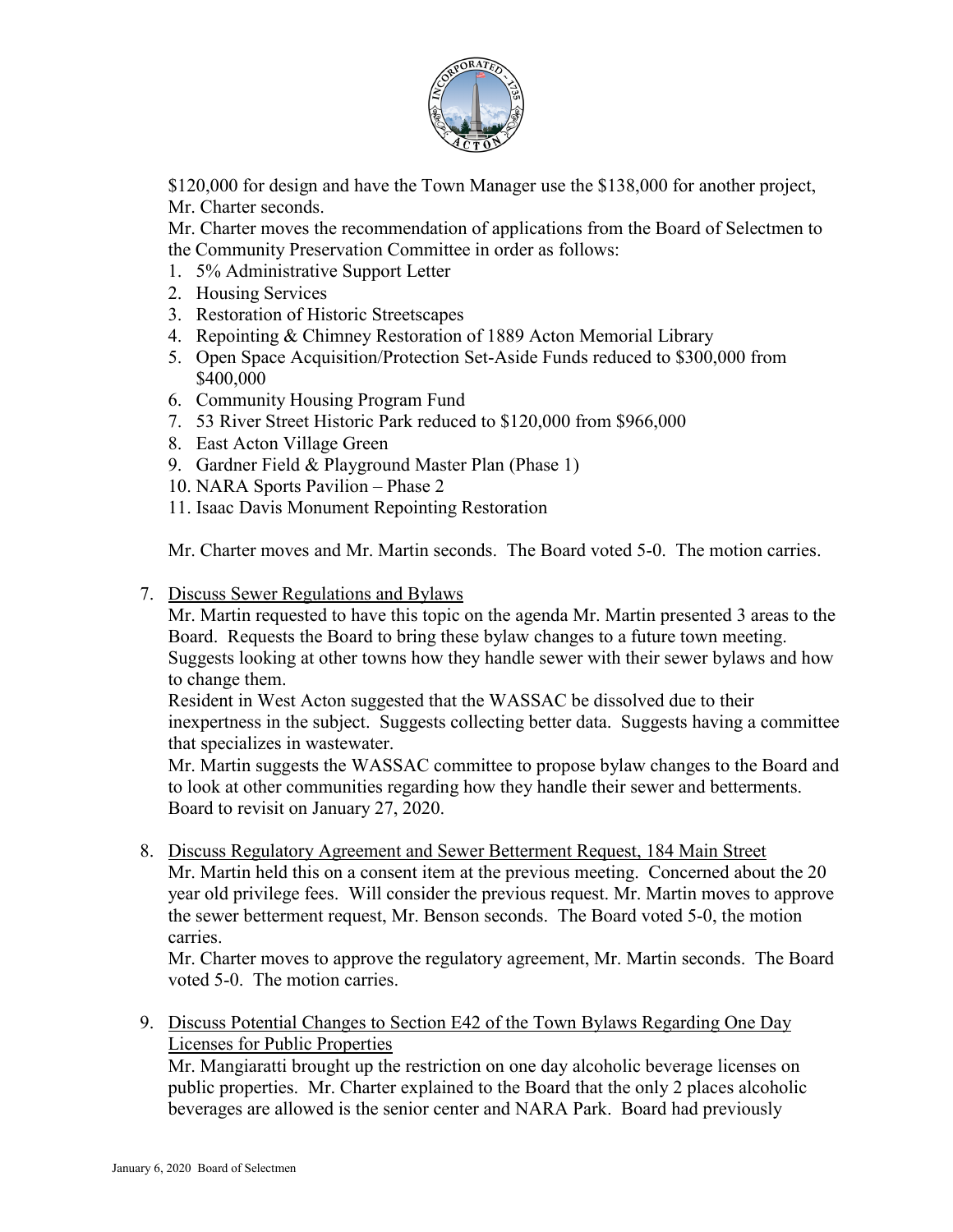$120,000 for design and have the Town Manager use the $138,000 for another project, Mr. Charter seconds.

Mr. Charter moves the recommendation of applications from the Board of Selectmen to the Community Preservation Committee in order as follows:

1. 5% Administrative Support Letter
2. Housing Services
3. Restoration of Historic Streetscapes
4. Repointing & Chimney Restoration of 1889 Acton Memorial Library
5. Open Space Acquisition/Protection Set-Aside Funds reduced to $300,000 from $400,000
6. Community Housing Program Fund
7. 53 River Street Historic Park reduced to $120,000 from $966,000
8. East Acton Village Green
9. Gardner Field & Playground Master Plan (Phase 1)
10. NARA Sports Pavilion – Phase 2
11. Isaac Davis Monument Repointing Restoration

Mr. Charter moves and Mr. Martin seconds. The Board voted 5-0. The motion carries.

7. <u>Discuss Sewer Regulations and Bylaws</u>

   Mr. Martin requested to have this topic on the agenda Mr. Martin presented 3 areas to the Board. Requests the Board to bring these bylaw changes to a future town meeting. Suggests looking at other towns how they handle sewer with their sewer bylaws and how to change them.

   Resident in West Acton suggested that the WASSAC be dissolved due to their inexpertness in the subject. Suggests collecting better data. Suggests having a committee that specializes in wastewater.

   Mr. Martin suggests the WASSAC committee to propose bylaw changes to the Board and to look at other communities regarding how they handle their sewer and betterments. Board to revisit on January 27, 2020.

8. <u>Discuss Regulatory Agreement and Sewer Betterment Request, 184 Main Street</u>

   Mr. Martin held this on a consent item at the previous meeting. Concerned about the 20 year old privilege fees. Will consider the previous request. Mr. Martin moves to approve the sewer betterment request, Mr. Benson seconds. The Board voted 5-0, the motion carries.

   Mr. Charter moves to approve the regulatory agreement, Mr. Martin seconds. The Board voted 5-0. The motion carries.

9. <u>Discuss Potential Changes to Section E42 of the Town Bylaws Regarding One Day Licenses for Public Properties</u>

   Mr. Mangiaratti brought up the restriction on one day alcoholic beverage licenses on public properties. Mr. Charter explained to the Board that the only 2 places alcoholic beverages are allowed is the senior center and NARA Park. Board had previously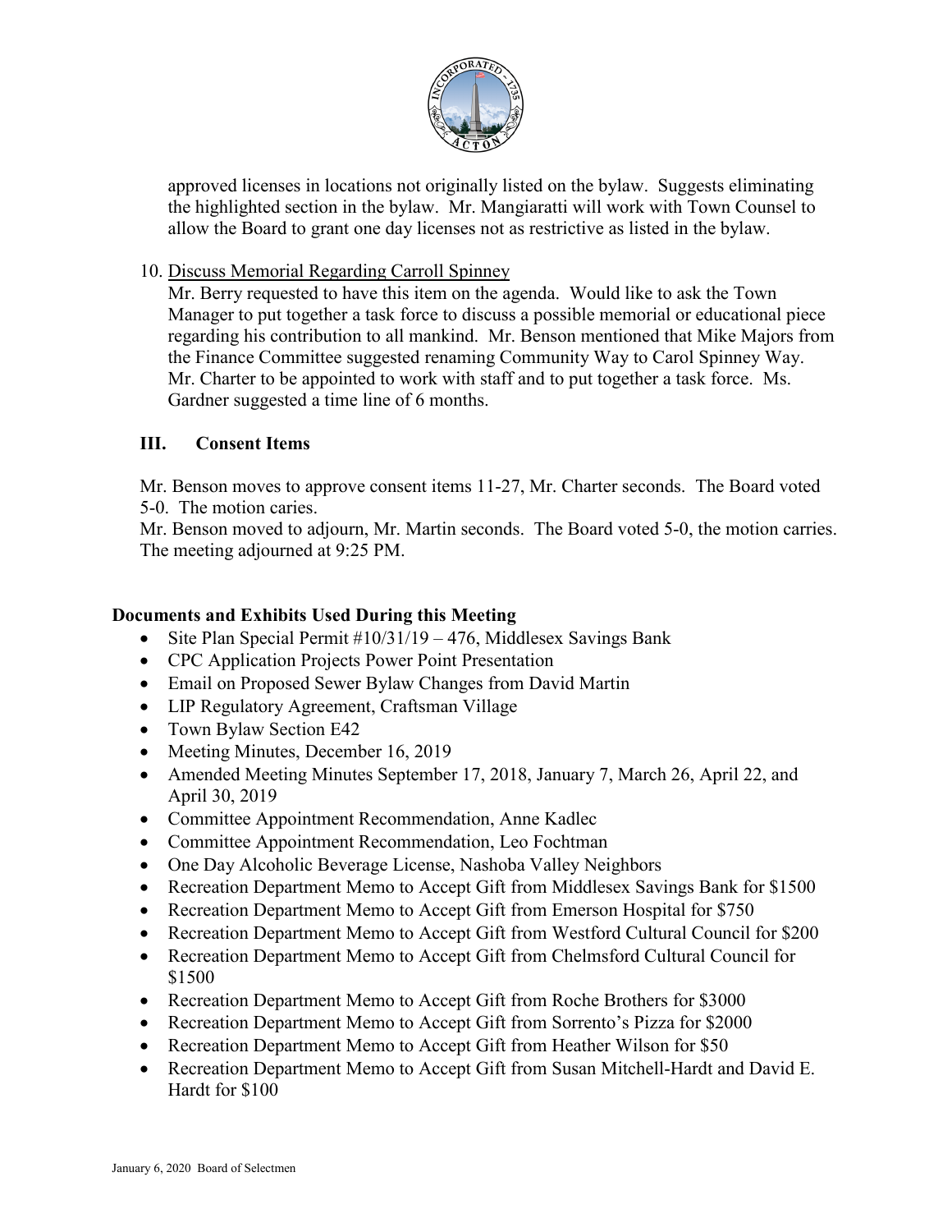approved licenses in locations not originally listed on the bylaw. Suggests eliminating the highlighted section in the bylaw. Mr. Mangiaratti will work with Town Counsel to allow the Board to grant one day licenses not as restrictive as listed in the bylaw.

10. Discuss Memorial Regarding Carroll Spinney
    Mr. Berry requested to have this item on the agenda. Would like to ask the Town Manager to put together a task force to discuss a possible memorial or educational piece regarding his contribution to all mankind. Mr. Benson mentioned that Mike Majors from the Finance Committee suggested renaming Community Way to Carol Spinney Way. Mr. Charter to be appointed to work with staff and to put together a task force. Ms. Gardner suggested a time line of 6 months.

## III. Consent Items

Mr. Benson moves to approve consent items 11-27, Mr. Charter seconds. The Board voted 5-0. The motion caries.

Mr. Benson moved to adjourn, Mr. Martin seconds. The Board voted 5-0, the motion carries. The meeting adjourned at 9:25 PM.

### Documents and Exhibits Used During this Meeting

- Site Plan Special Permit #10/31/19 – 476, Middlesex Savings Bank
- CPC Application Projects Power Point Presentation
- Email on Proposed Sewer Bylaw Changes from David Martin
- LIP Regulatory Agreement, Craftsman Village
- Town Bylaw Section E42
- Meeting Minutes, December 16, 2019
- Amended Meeting Minutes September 17, 2018, January 7, March 26, April 22, and April 30, 2019
- Committee Appointment Recommendation, Anne Kadlec
- Committee Appointment Recommendation, Leo Fochtman
- One Day Alcoholic Beverage License, Nashoba Valley Neighbors
- Recreation Department Memo to Accept Gift from Middlesex Savings Bank for $1500
- Recreation Department Memo to Accept Gift from Emerson Hospital for $750
- Recreation Department Memo to Accept Gift from Westford Cultural Council for $200
- Recreation Department Memo to Accept Gift from Chelmsford Cultural Council for $1500
- Recreation Department Memo to Accept Gift from Roche Brothers for $3000
- Recreation Department Memo to Accept Gift from Sorrento's Pizza for $2000
- Recreation Department Memo to Accept Gift from Heather Wilson for $50
- Recreation Department Memo to Accept Gift from Susan Mitchell-Hardt and David E. Hardt for $100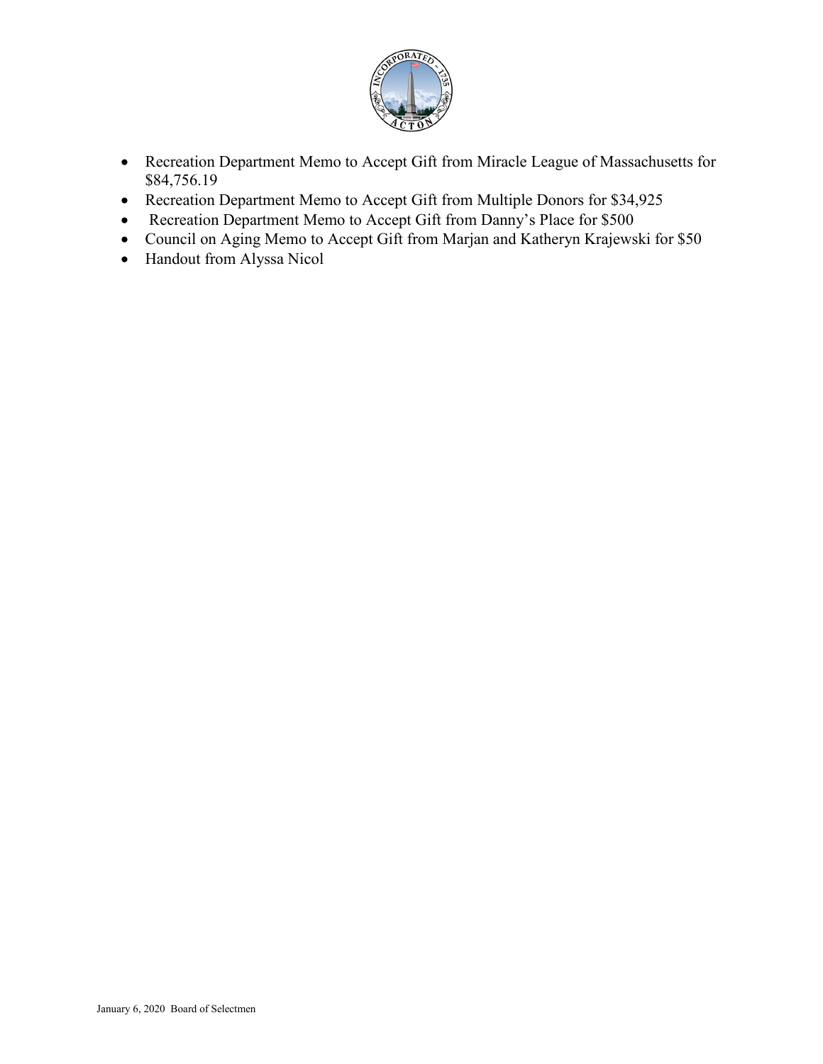- Recreation Department Memo to Accept Gift from Miracle League of Massachusetts for $84,756.19
- Recreation Department Memo to Accept Gift from Multiple Donors for $34,925
- Recreation Department Memo to Accept Gift from Danny's Place for $500
- Council on Aging Memo to Accept Gift from Marjan and Katheryn Krajewski for $50
- Handout from Alyssa Nicol